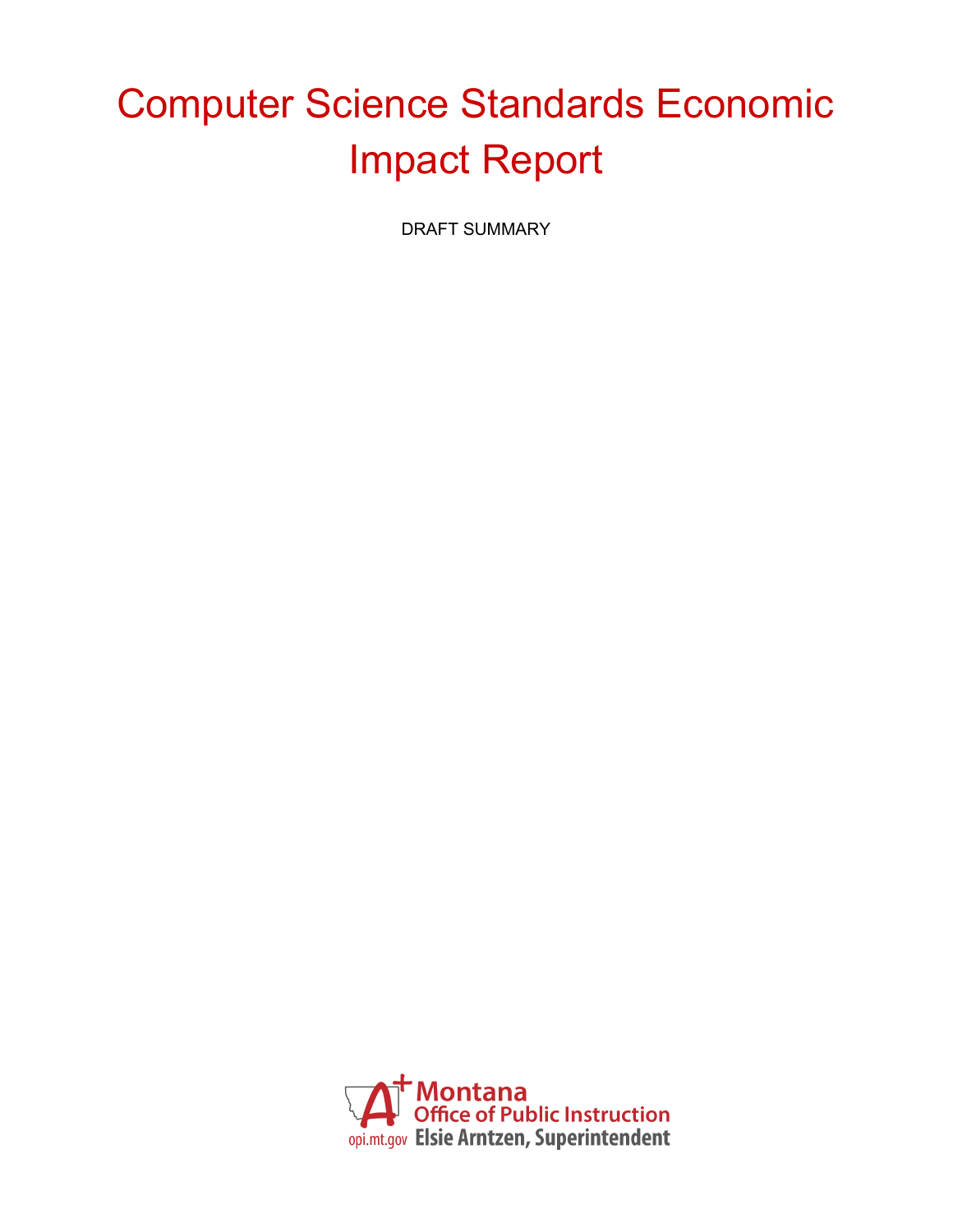# Computer Science Standards Economic Impact Report

DRAFT SUMMARY

Montana
Office of Public Instruction
opi.mt.gov Elsie Arntzen, Superintendent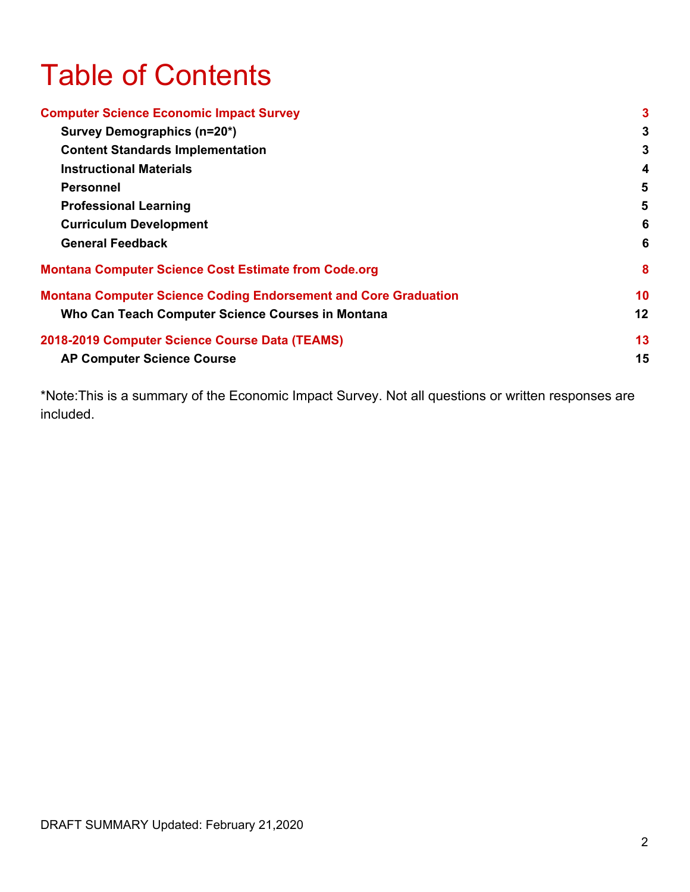# Table of Contents

**Computer Science Economic Impact Survey** 3

- **Survey Demographics (n=20*)** 3
- **Content Standards Implementation** 3
- **Instructional Materials** 4
- **Personnel** 5
- **Professional Learning** 5
- **Curriculum Development** 6
- **General Feedback** 6

**Montana Computer Science Cost Estimate from Code.org** 8

**Montana Computer Science Coding Endorsement and Core Graduation** 10

- **Who Can Teach Computer Science Courses in Montana** 12

**2018-2019 Computer Science Course Data (TEAMS)** 13

- **AP Computer Science Course** 15

*Note:This is a summary of the Economic Impact Survey. Not all questions or written responses are included.

DRAFT SUMMARY Updated: February 21,2020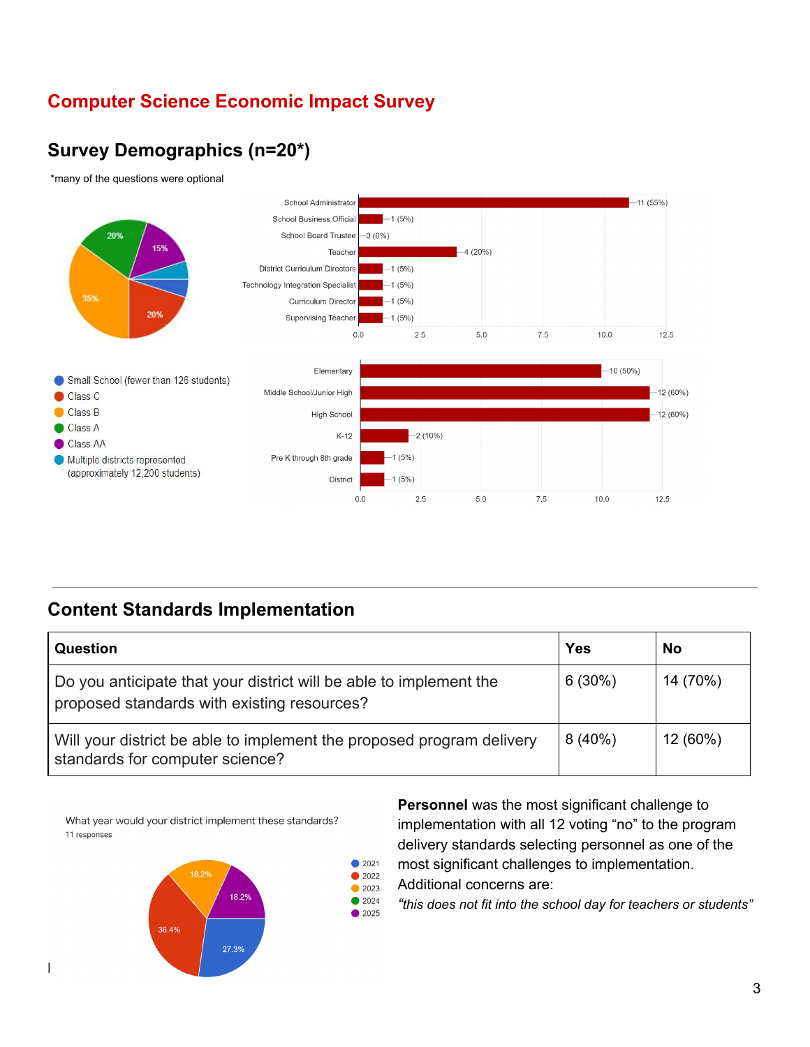# Computer Science Economic Impact Survey

## Survey Demographics (n=20*)

*many of the questions were optional

- Small School (fewer than 126 students)
- Class C
- Class B
- Class A
- Class AA
- Multiple districts represented (approximately 12,200 students)

| Role | Responses |
| --- | --- |
| School Administrator | 11 (55%) |
| School Business Official | 1 (5%) |
| School Board Trustee | 0 (0%) |
| Teacher | 4 (20%) |
| District Curriculum Directors | 1 (5%) |
| Technology Integration Specialist | 1 (5%) |
| Curriculum Director | 1 (5%) |
| Supervising Teacher | 1 (5%) |

| Level | Responses |
| --- | --- |
| Elementary | 10 (50%) |
| Middle School/Junior High | 12 (60%) |
| High School | 12 (60%) |
| K-12 | 2 (10%) |
| Pre K through 8th grade | 1 (5%) |
| District | 1 (5%) |

## Content Standards Implementation

| Question | Yes | No |
| --- | --- | --- |
| Do you anticipate that your district will be able to implement the proposed standards with existing resources? | 6 (30%) | 14 (70%) |
| Will your district be able to implement the proposed program delivery standards for computer science? | 8 (40%) | 12 (60%) |

What year would your district implement these standards?
11 responses

| Year | Percent |
| --- | --- |
| 2021 | 27.3% |
| 2022 | 36.4% |
| 2023 | 18.2% |
| 2024 | |
| 2025 | 18.2% |

**Personnel** was the most significant challenge to implementation with all 12 voting "no" to the program delivery standards selecting personnel as one of the most significant challenges to implementation. Additional concerns are:

*"this does not fit into the school day for teachers or students"*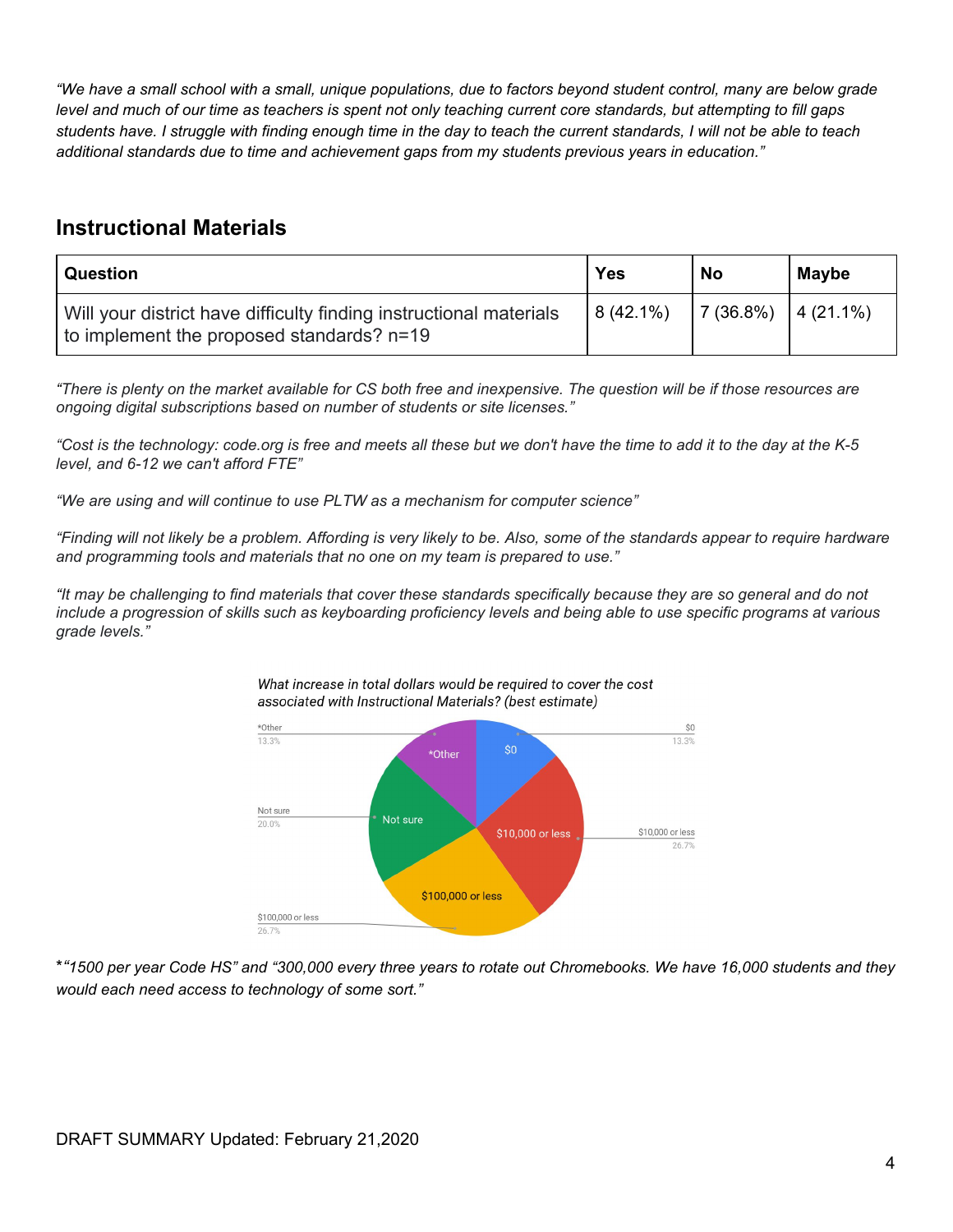*"We have a small school with a small, unique populations, due to factors beyond student control, many are below grade level and much of our time as teachers is spent not only teaching current core standards, but attempting to fill gaps students have. I struggle with finding enough time in the day to teach the current standards, I will not be able to teach additional standards due to time and achievement gaps from my students previous years in education."*

## Instructional Materials

| Question | Yes | No | Maybe |
|---|---|---|---|
| Will your district have difficulty finding instructional materials to implement the proposed standards? n=19 | 8 (42.1%) | 7 (36.8%) | 4 (21.1%) |

*"There is plenty on the market available for CS both free and inexpensive. The question will be if those resources are ongoing digital subscriptions based on number of students or site licenses."*

*"Cost is the technology: code.org is free and meets all these but we don't have the time to add it to the day at the K-5 level, and 6-12 we can't afford FTE"*

*"We are using and will continue to use PLTW as a mechanism for computer science"*

*"Finding will not likely be a problem. Affording is very likely to be. Also, some of the standards appear to require hardware and programming tools and materials that no one on my team is prepared to use."*

*"It may be challenging to find materials that cover these standards specifically because they are so general and do not include a progression of skills such as keyboarding proficiency levels and being able to use specific programs at various grade levels."*

*What increase in total dollars would be required to cover the cost associated with Instructional Materials? (best estimate)*

| Response | Percent |
|---|---|
| $0 | 13.3% |
| $10,000 or less | 26.7% |
| $100,000 or less | 26.7% |
| Not sure | 20.0% |
| *Other | 13.3% |

*"1500 per year Code HS" and "300,000 every three years to rotate out Chromebooks. We have 16,000 students and they would each need access to technology of some sort."*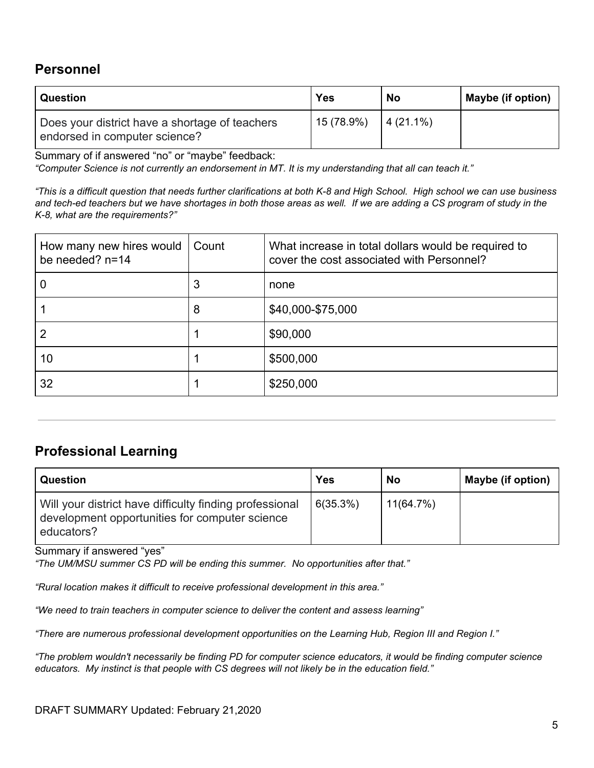## Personnel

| Question | Yes | No | Maybe (if option) |
|---|---|---|---|
| Does your district have a shortage of teachers endorsed in computer science? | 15 (78.9%) | 4 (21.1%) | |

Summary of if answered "no" or "maybe" feedback:

*"Computer Science is not currently an endorsement in MT. It is my understanding that all can teach it."*

*"This is a difficult question that needs further clarifications at both K-8 and High School. High school we can use business and tech-ed teachers but we have shortages in both those areas as well. If we are adding a CS program of study in the K-8, what are the requirements?"*

| How many new hires would be needed? n=14 | Count | What increase in total dollars would be required to cover the cost associated with Personnel? |
|---|---|---|
| 0 | 3 | none |
| 1 | 8 | $40,000-$75,000 |
| 2 | 1 | $90,000 |
| 10 | 1 | $500,000 |
| 32 | 1 | $250,000 |

---

## Professional Learning

| Question | Yes | No | Maybe (if option) |
|---|---|---|---|
| Will your district have difficulty finding professional development opportunities for computer science educators? | 6(35.3%) | 11(64.7%) | |

Summary if answered "yes"

*"The UM/MSU summer CS PD will be ending this summer. No opportunities after that."*

*"Rural location makes it difficult to receive professional development in this area."*

*"We need to train teachers in computer science to deliver the content and assess learning"*

*"There are numerous professional development opportunities on the Learning Hub, Region III and Region I."*

*"The problem wouldn't necessarily be finding PD for computer science educators, it would be finding computer science educators. My instinct is that people with CS degrees will not likely be in the education field."*

DRAFT SUMMARY Updated: February 21,2020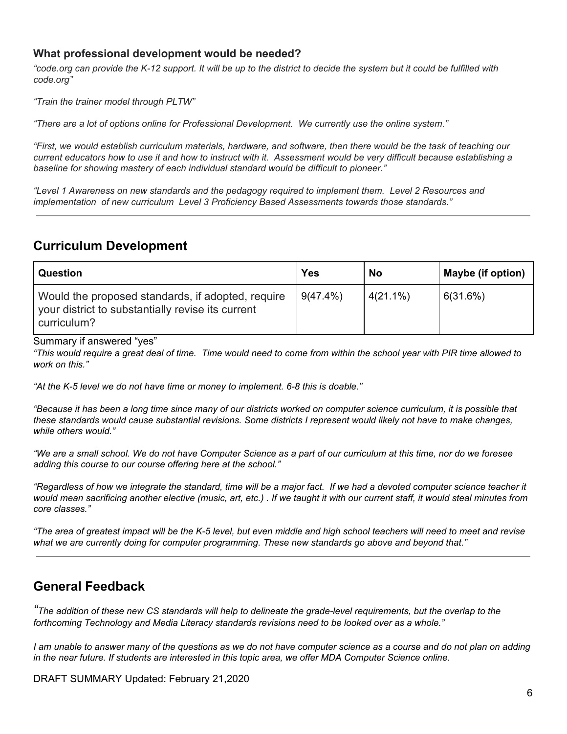### What professional development would be needed?

*"code.org can provide the K-12 support. It will be up to the district to decide the system but it could be fulfilled with code.org"*

*"Train the trainer model through PLTW"*

*"There are a lot of options online for Professional Development. We currently use the online system."*

*"First, we would establish curriculum materials, hardware, and software, then there would be the task of teaching our current educators how to use it and how to instruct with it. Assessment would be very difficult because establishing a baseline for showing mastery of each individual standard would be difficult to pioneer."*

*"Level 1 Awareness on new standards and the pedagogy required to implement them. Level 2 Resources and implementation of new curriculum Level 3 Proficiency Based Assessments towards those standards."*

---

## Curriculum Development

| Question | Yes | No | Maybe (if option) |
|---|---|---|---|
| Would the proposed standards, if adopted, require your district to substantially revise its current curriculum? | 9(47.4%) | 4(21.1%) | 6(31.6%) |

Summary if answered "yes"

*"This would require a great deal of time. Time would need to come from within the school year with PIR time allowed to work on this."*

*"At the K-5 level we do not have time or money to implement. 6-8 this is doable."*

*"Because it has been a long time since many of our districts worked on computer science curriculum, it is possible that these standards would cause substantial revisions. Some districts I represent would likely not have to make changes, while others would."*

*"We are a small school. We do not have Computer Science as a part of our curriculum at this time, nor do we foresee adding this course to our course offering here at the school."*

*"Regardless of how we integrate the standard, time will be a major fact. If we had a devoted computer science teacher it would mean sacrificing another elective (music, art, etc.) . If we taught it with our current staff, it would steal minutes from core classes."*

*"The area of greatest impact will be the K-5 level, but even middle and high school teachers will need to meet and revise what we are currently doing for computer programming. These new standards go above and beyond that."*

---

## General Feedback

*"The addition of these new CS standards will help to delineate the grade-level requirements, but the overlap to the forthcoming Technology and Media Literacy standards revisions need to be looked over as a whole."*

*I am unable to answer many of the questions as we do not have computer science as a course and do not plan on adding in the near future. If students are interested in this topic area, we offer MDA Computer Science online.*

DRAFT SUMMARY Updated: February 21,2020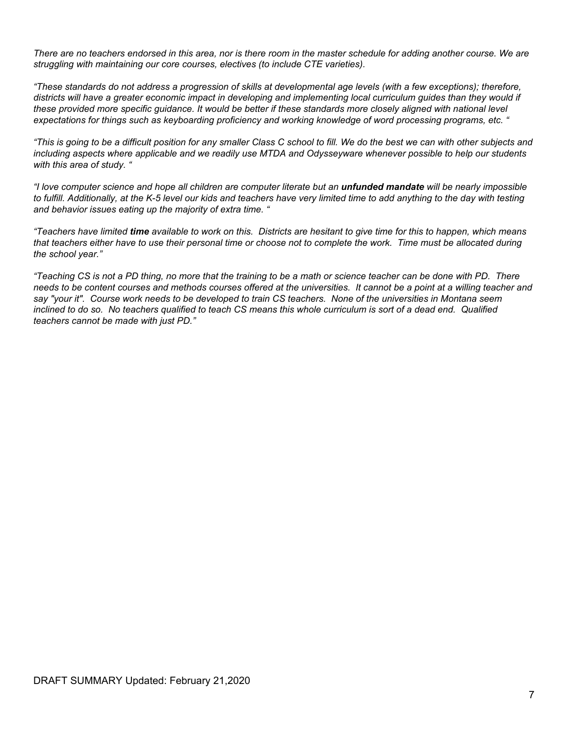*There are no teachers endorsed in this area, nor is there room in the master schedule for adding another course. We are struggling with maintaining our core courses, electives (to include CTE varieties).*

*"These standards do not address a progression of skills at developmental age levels (with a few exceptions); therefore, districts will have a greater economic impact in developing and implementing local curriculum guides than they would if these provided more specific guidance. It would be better if these standards more closely aligned with national level expectations for things such as keyboarding proficiency and working knowledge of word processing programs, etc. "*

*"This is going to be a difficult position for any smaller Class C school to fill. We do the best we can with other subjects and including aspects where applicable and we readily use MTDA and Odysseyware whenever possible to help our students with this area of study. "*

*"I love computer science and hope all children are computer literate but an **unfunded mandate** will be nearly impossible to fulfill. Additionally, at the K-5 level our kids and teachers have very limited time to add anything to the day with testing and behavior issues eating up the majority of extra time. "*

*"Teachers have limited **time** available to work on this. Districts are hesitant to give time for this to happen, which means that teachers either have to use their personal time or choose not to complete the work. Time must be allocated during the school year."*

*"Teaching CS is not a PD thing, no more that the training to be a math or science teacher can be done with PD. There needs to be content courses and methods courses offered at the universities. It cannot be a point at a willing teacher and say "your it". Course work needs to be developed to train CS teachers. None of the universities in Montana seem inclined to do so. No teachers qualified to teach CS means this whole curriculum is sort of a dead end. Qualified teachers cannot be made with just PD."*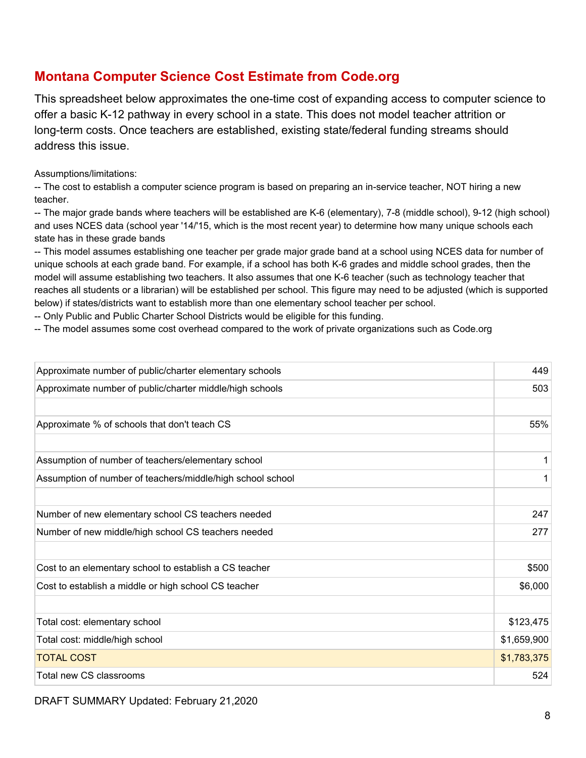## Montana Computer Science Cost Estimate from Code.org

This spreadsheet below approximates the one-time cost of expanding access to computer science to offer a basic K-12 pathway in every school in a state. This does not model teacher attrition or long-term costs. Once teachers are established, existing state/federal funding streams should address this issue.

Assumptions/limitations:
-- The cost to establish a computer science program is based on preparing an in-service teacher, NOT hiring a new teacher.
-- The major grade bands where teachers will be established are K-6 (elementary), 7-8 (middle school), 9-12 (high school) and uses NCES data (school year '14/'15, which is the most recent year) to determine how many unique schools each state has in these grade bands
-- This model assumes establishing one teacher per grade major grade band at a school using NCES data for number of unique schools at each grade band. For example, if a school has both K-6 grades and middle school grades, then the model will assume establishing two teachers. It also assumes that one K-6 teacher (such as technology teacher that reaches all students or a librarian) will be established per school. This figure may need to be adjusted (which is supported below) if states/districts want to establish more than one elementary school teacher per school.
-- Only Public and Public Charter School Districts would be eligible for this funding.
-- The model assumes some cost overhead compared to the work of private organizations such as Code.org

| | |
|---|---:|
| Approximate number of public/charter elementary schools | 449 |
| Approximate number of public/charter middle/high schools | 503 |
| | |
| Approximate % of schools that don't teach CS | 55% |
| | |
| Assumption of number of teachers/elementary school | 1 |
| Assumption of number of teachers/middle/high school school | 1 |
| | |
| Number of new elementary school CS teachers needed | 247 |
| Number of new middle/high school CS teachers needed | 277 |
| | |
| Cost to an elementary school to establish a CS teacher | $500 |
| Cost to establish a middle or high school CS teacher | $6,000 |
| | |
| Total cost: elementary school | $123,475 |
| Total cost: middle/high school | $1,659,900 |
| TOTAL COST | $1,783,375 |
| Total new CS classrooms | 524 |

DRAFT SUMMARY Updated: February 21,2020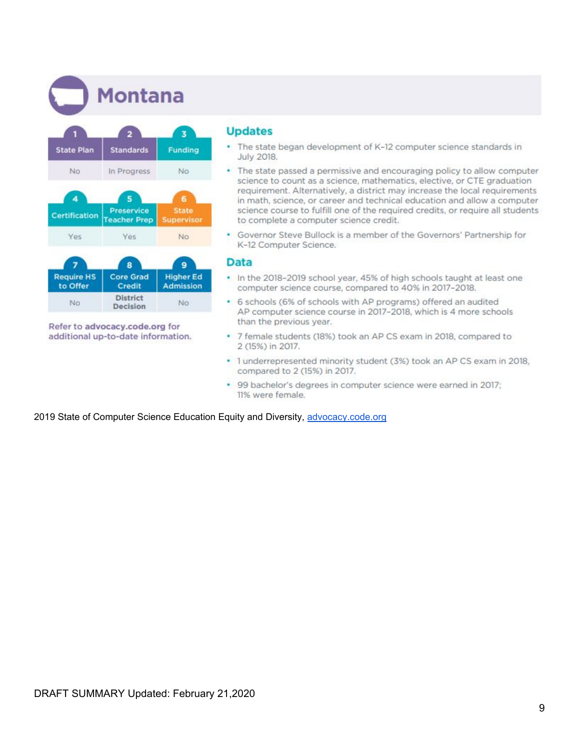# Montana

| 1. State Plan | 2. Standards | 3. Funding |
|---|---|---|
| No | In Progress | No |

| 4. Certification | 5. Preservice Teacher Prep | 6. State Supervisor |
|---|---|---|
| Yes | Yes | No |

| 7. Require HS to Offer | 8. Core Grad Credit | 9. Higher Ed Admission |
|---|---|---|
| No | District Decision | No |

Refer to **advocacy.code.org** for additional up-to-date information.

## Updates

- The state began development of K–12 computer science standards in July 2018.
- The state passed a permissive and encouraging policy to allow computer science to count as a science, mathematics, elective, or CTE graduation requirement. Alternatively, a district may increase the local requirements in math, science, or career and technical education and allow a computer science course to fulfill one of the required credits, or require all students to complete a computer science credit.
- Governor Steve Bullock is a member of the Governors' Partnership for K–12 Computer Science.

## Data

- In the 2018–2019 school year, 45% of high schools taught at least one computer science course, compared to 40% in 2017–2018.
- 6 schools (6% of schools with AP programs) offered an audited AP computer science course in 2017–2018, which is 4 more schools than the previous year.
- 7 female students (18%) took an AP CS exam in 2018, compared to 2 (15%) in 2017.
- 1 underrepresented minority student (3%) took an AP CS exam in 2018, compared to 2 (15%) in 2017.
- 99 bachelor's degrees in computer science were earned in 2017; 11% were female.

2019 State of Computer Science Education Equity and Diversity, [advocacy.code.org](advocacy.code.org)

DRAFT SUMMARY Updated: February 21,2020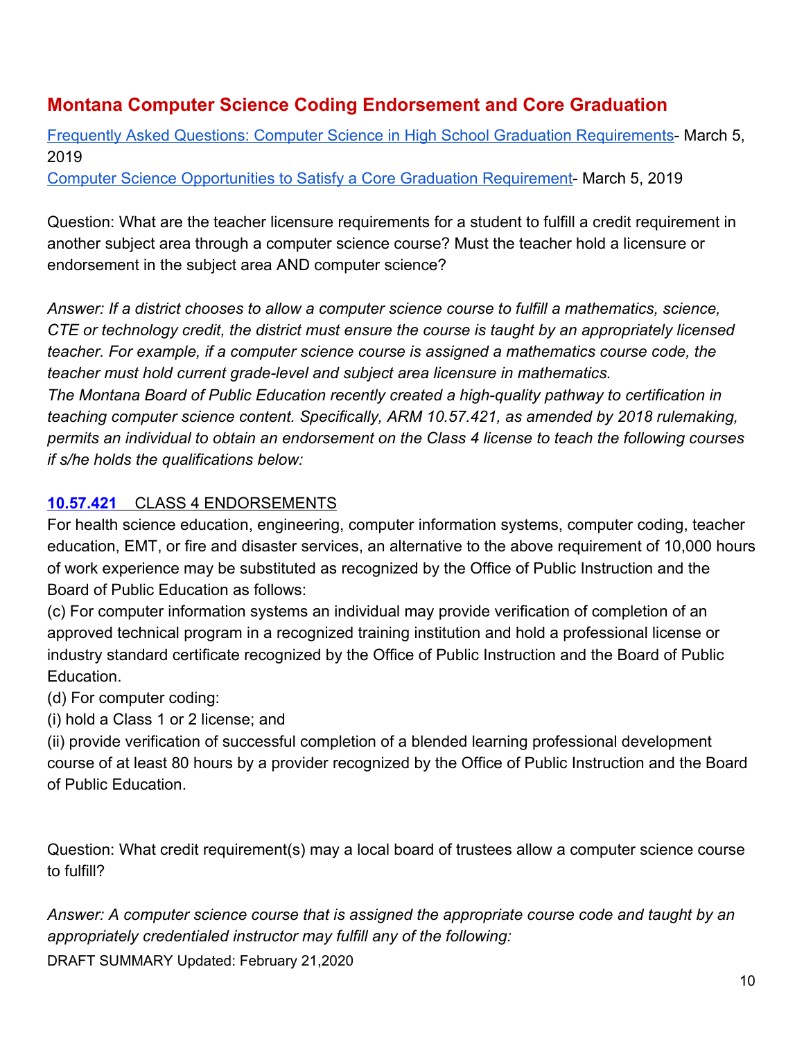## Montana Computer Science Coding Endorsement and Core Graduation

[Frequently Asked Questions: Computer Science in High School Graduation Requirements]- March 5, 2019
[Computer Science Opportunities to Satisfy a Core Graduation Requirement]- March 5, 2019

Question: What are the teacher licensure requirements for a student to fulfill a credit requirement in another subject area through a computer science course? Must the teacher hold a licensure or endorsement in the subject area AND computer science?

*Answer: If a district chooses to allow a computer science course to fulfill a mathematics, science, CTE or technology credit, the district must ensure the course is taught by an appropriately licensed teacher. For example, if a computer science course is assigned a mathematics course code, the teacher must hold current grade-level and subject area licensure in mathematics.*
*The Montana Board of Public Education recently created a high-quality pathway to certification in teaching computer science content. Specifically, ARM 10.57.421, as amended by 2018 rulemaking, permits an individual to obtain an endorsement on the Class 4 license to teach the following courses if s/he holds the qualifications below:*

**10.57.421** CLASS 4 ENDORSEMENTS

For health science education, engineering, computer information systems, computer coding, teacher education, EMT, or fire and disaster services, an alternative to the above requirement of 10,000 hours of work experience may be substituted as recognized by the Office of Public Instruction and the Board of Public Education as follows:

(c) For computer information systems an individual may provide verification of completion of an approved technical program in a recognized training institution and hold a professional license or industry standard certificate recognized by the Office of Public Instruction and the Board of Public Education.

(d) For computer coding:

(i) hold a Class 1 or 2 license; and

(ii) provide verification of successful completion of a blended learning professional development course of at least 80 hours by a provider recognized by the Office of Public Instruction and the Board of Public Education.

Question: What credit requirement(s) may a local board of trustees allow a computer science course to fulfill?

*Answer: A computer science course that is assigned the appropriate course code and taught by an appropriately credentialed instructor may fulfill any of the following:*

DRAFT SUMMARY Updated: February 21,2020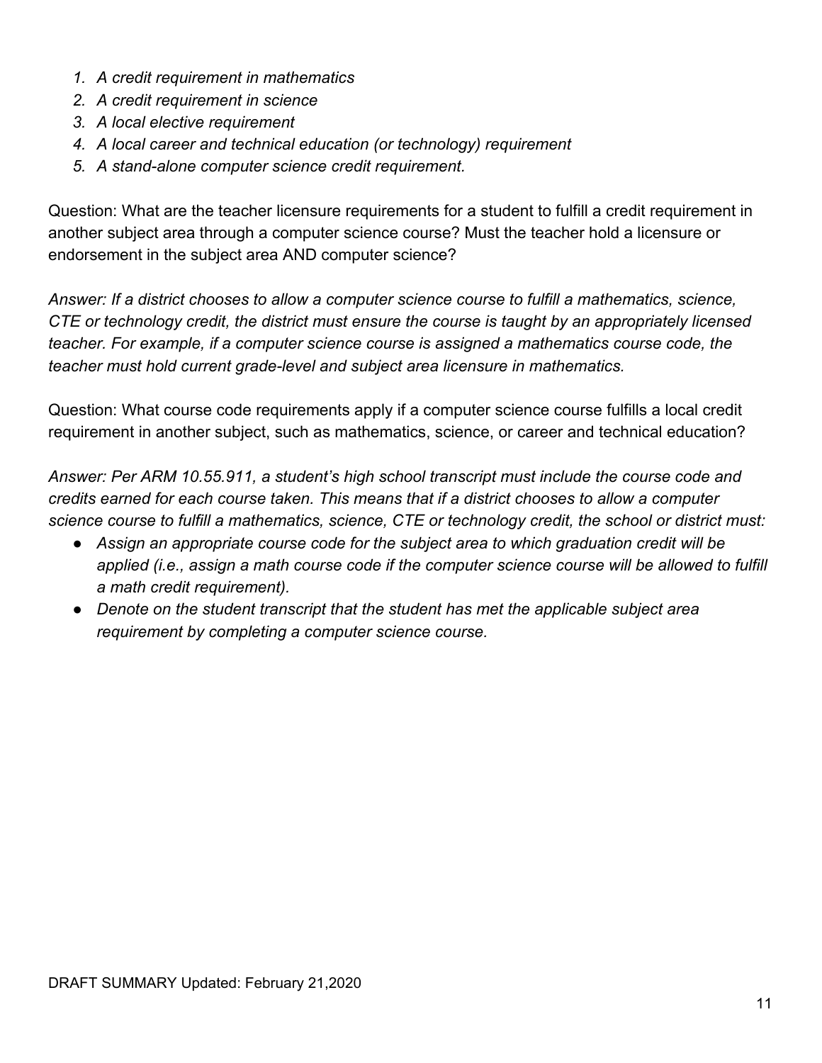1. *A credit requirement in mathematics*
2. *A credit requirement in science*
3. *A local elective requirement*
4. *A local career and technical education (or technology) requirement*
5. *A stand-alone computer science credit requirement.*

Question: What are the teacher licensure requirements for a student to fulfill a credit requirement in another subject area through a computer science course? Must the teacher hold a licensure or endorsement in the subject area AND computer science?

*Answer: If a district chooses to allow a computer science course to fulfill a mathematics, science, CTE or technology credit, the district must ensure the course is taught by an appropriately licensed teacher. For example, if a computer science course is assigned a mathematics course code, the teacher must hold current grade-level and subject area licensure in mathematics.*

Question: What course code requirements apply if a computer science course fulfills a local credit requirement in another subject, such as mathematics, science, or career and technical education?

*Answer: Per ARM 10.55.911, a student's high school transcript must include the course code and credits earned for each course taken. This means that if a district chooses to allow a computer science course to fulfill a mathematics, science, CTE or technology credit, the school or district must:*

- *Assign an appropriate course code for the subject area to which graduation credit will be applied (i.e., assign a math course code if the computer science course will be allowed to fulfill a math credit requirement).*
- *Denote on the student transcript that the student has met the applicable subject area requirement by completing a computer science course.*

DRAFT SUMMARY Updated: February 21,2020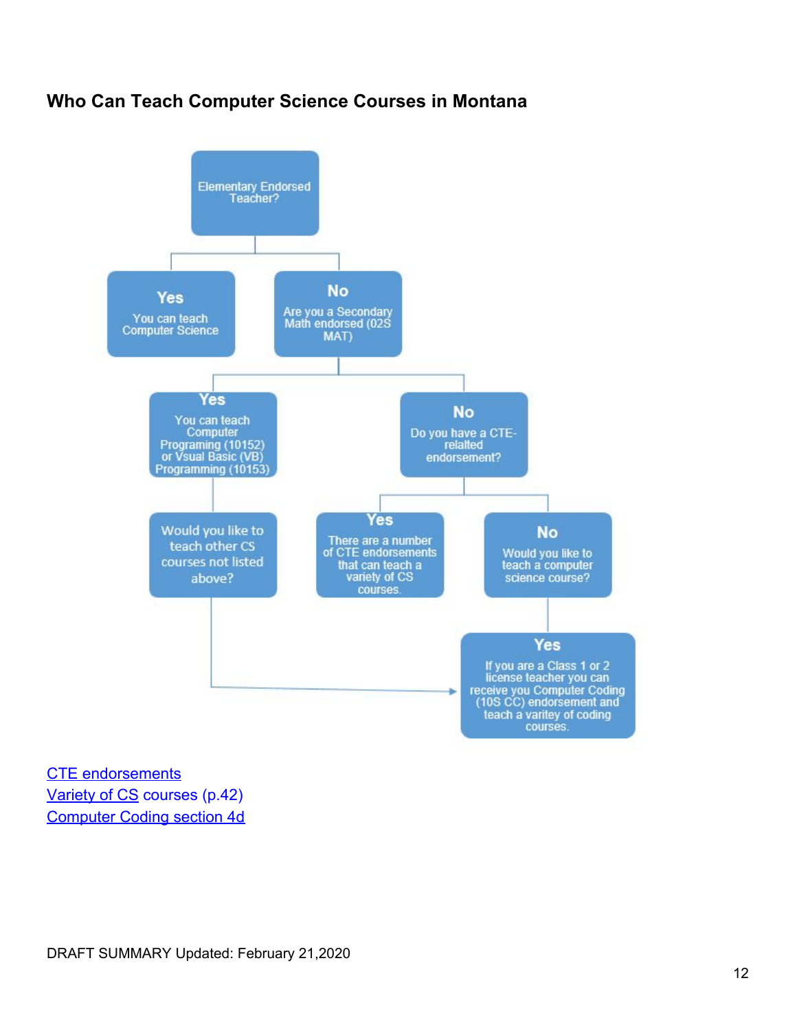## Who Can Teach Computer Science Courses in Montana

Elementary Endorsed Teacher?

**Yes**
You can teach Computer Science

**No**
Are you a Secondary Math endorsed (02S MAT)

**Yes**
You can teach Computer Programing (10152) or Vsual Basic (VB) Programming (10153)

Would you like to teach other CS courses not listed above?

**No**
Do you have a CTE-relalted endorsement?

**Yes**
There are a number of CTE endorsements that can teach a variety of CS courses.

**No**
Would you like to teach a computer science course?

**Yes**
If you are a Class 1 or 2 license teacher you can receive you Computer Coding (10S CC) endorsement and teach a varitey of coding courses.

CTE endorsements
Variety of CS courses (p.42)
Computer Coding section 4d

DRAFT SUMMARY Updated: February 21,2020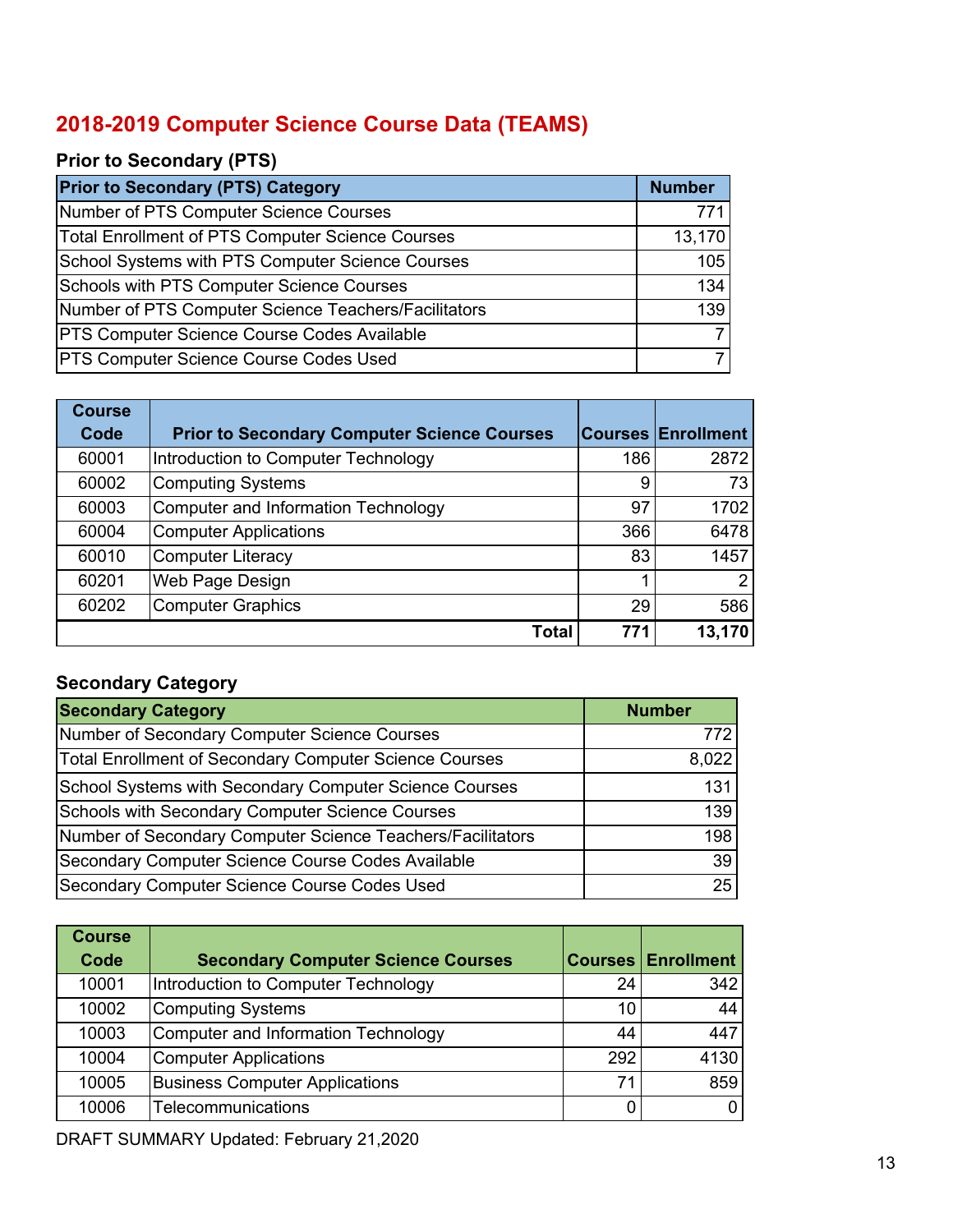## 2018-2019 Computer Science Course Data (TEAMS)

### Prior to Secondary (PTS)

| Prior to Secondary (PTS) Category | Number |
|---|---|
| Number of PTS Computer Science Courses | 771 |
| Total Enrollment of PTS Computer Science Courses | 13,170 |
| School Systems with PTS Computer Science Courses | 105 |
| Schools with PTS Computer Science Courses | 134 |
| Number of PTS Computer Science Teachers/Facilitators | 139 |
| PTS Computer Science Course Codes Available | 7 |
| PTS Computer Science Course Codes Used | 7 |

| Course Code | Prior to Secondary Computer Science Courses | Courses | Enrollment |
|---|---|---|---|
| 60001 | Introduction to Computer Technology | 186 | 2872 |
| 60002 | Computing Systems | 9 | 73 |
| 60003 | Computer and Information Technology | 97 | 1702 |
| 60004 | Computer Applications | 366 | 6478 |
| 60010 | Computer Literacy | 83 | 1457 |
| 60201 | Web Page Design | 1 | 2 |
| 60202 | Computer Graphics | 29 | 586 |
| | **Total** | **771** | **13,170** |

### Secondary Category

| Secondary Category | Number |
|---|---|
| Number of Secondary Computer Science Courses | 772 |
| Total Enrollment of Secondary Computer Science Courses | 8,022 |
| School Systems with Secondary Computer Science Courses | 131 |
| Schools with Secondary Computer Science Courses | 139 |
| Number of Secondary Computer Science Teachers/Facilitators | 198 |
| Secondary Computer Science Course Codes Available | 39 |
| Secondary Computer Science Course Codes Used | 25 |

| Course Code | Secondary Computer Science Courses | Courses | Enrollment |
|---|---|---|---|
| 10001 | Introduction to Computer Technology | 24 | 342 |
| 10002 | Computing Systems | 10 | 44 |
| 10003 | Computer and Information Technology | 44 | 447 |
| 10004 | Computer Applications | 292 | 4130 |
| 10005 | Business Computer Applications | 71 | 859 |
| 10006 | Telecommunications | 0 | 0 |

DRAFT SUMMARY Updated: February 21,2020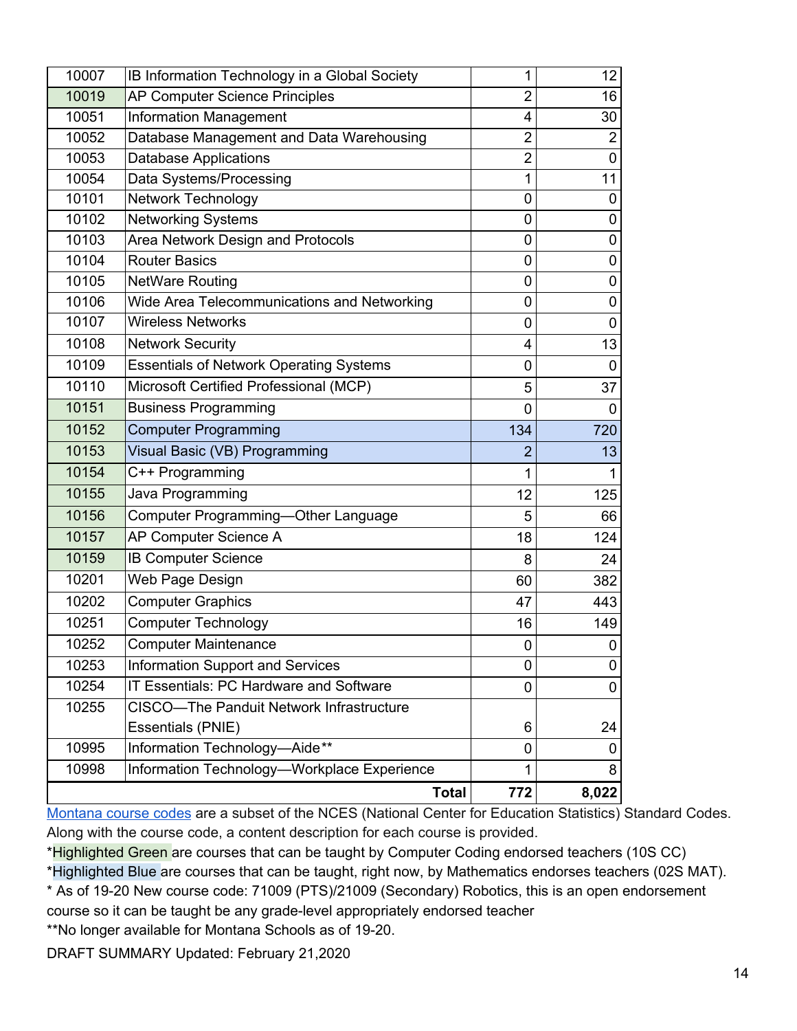| | | | |
|---|---|---|---|
| 10007 | IB Information Technology in a Global Society | 1 | 12 |
| 10019 | AP Computer Science Principles | 2 | 16 |
| 10051 | Information Management | 4 | 30 |
| 10052 | Database Management and Data Warehousing | 2 | 2 |
| 10053 | Database Applications | 2 | 0 |
| 10054 | Data Systems/Processing | 1 | 11 |
| 10101 | Network Technology | 0 | 0 |
| 10102 | Networking Systems | 0 | 0 |
| 10103 | Area Network Design and Protocols | 0 | 0 |
| 10104 | Router Basics | 0 | 0 |
| 10105 | NetWare Routing | 0 | 0 |
| 10106 | Wide Area Telecommunications and Networking | 0 | 0 |
| 10107 | Wireless Networks | 0 | 0 |
| 10108 | Network Security | 4 | 13 |
| 10109 | Essentials of Network Operating Systems | 0 | 0 |
| 10110 | Microsoft Certified Professional (MCP) | 5 | 37 |
| 10151 | Business Programming | 0 | 0 |
| 10152 | Computer Programming | 134 | 720 |
| 10153 | Visual Basic (VB) Programming | 2 | 13 |
| 10154 | C++ Programming | 1 | 1 |
| 10155 | Java Programming | 12 | 125 |
| 10156 | Computer Programming—Other Language | 5 | 66 |
| 10157 | AP Computer Science A | 18 | 124 |
| 10159 | IB Computer Science | 8 | 24 |
| 10201 | Web Page Design | 60 | 382 |
| 10202 | Computer Graphics | 47 | 443 |
| 10251 | Computer Technology | 16 | 149 |
| 10252 | Computer Maintenance | 0 | 0 |
| 10253 | Information Support and Services | 0 | 0 |
| 10254 | IT Essentials: PC Hardware and Software | 0 | 0 |
| 10255 | CISCO—The Panduit Network Infrastructure Essentials (PNIE) | 6 | 24 |
| 10995 | Information Technology—Aide** | 0 | 0 |
| 10998 | Information Technology—Workplace Experience | 1 | 8 |
| | **Total** | **772** | **8,022** |

Montana course codes are a subset of the NCES (National Center for Education Statistics) Standard Codes. Along with the course code, a content description for each course is provided.

*Highlighted Green are courses that can be taught by Computer Coding endorsed teachers (10S CC)

*Highlighted Blue are courses that can be taught, right now, by Mathematics endorses teachers (02S MAT).

* As of 19-20 New course code: 71009 (PTS)/21009 (Secondary) Robotics, this is an open endorsement course so it can be taught be any grade-level appropriately endorsed teacher

**No longer available for Montana Schools as of 19-20.

DRAFT SUMMARY Updated: February 21,2020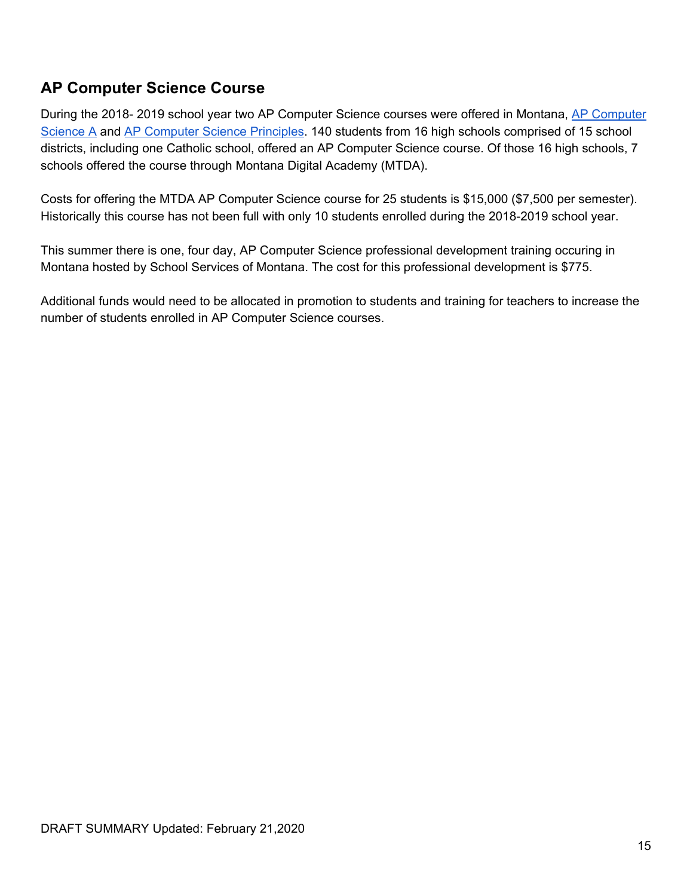## AP Computer Science Course

During the 2018- 2019 school year two AP Computer Science courses were offered in Montana, [AP Computer Science A] and [AP Computer Science Principles]. 140 students from 16 high schools comprised of 15 school districts, including one Catholic school, offered an AP Computer Science course. Of those 16 high schools, 7 schools offered the course through Montana Digital Academy (MTDA).

Costs for offering the MTDA AP Computer Science course for 25 students is $15,000 ($7,500 per semester). Historically this course has not been full with only 10 students enrolled during the 2018-2019 school year.

This summer there is one, four day, AP Computer Science professional development training occuring in Montana hosted by School Services of Montana. The cost for this professional development is $775.

Additional funds would need to be allocated in promotion to students and training for teachers to increase the number of students enrolled in AP Computer Science courses.

DRAFT SUMMARY Updated: February 21,2020